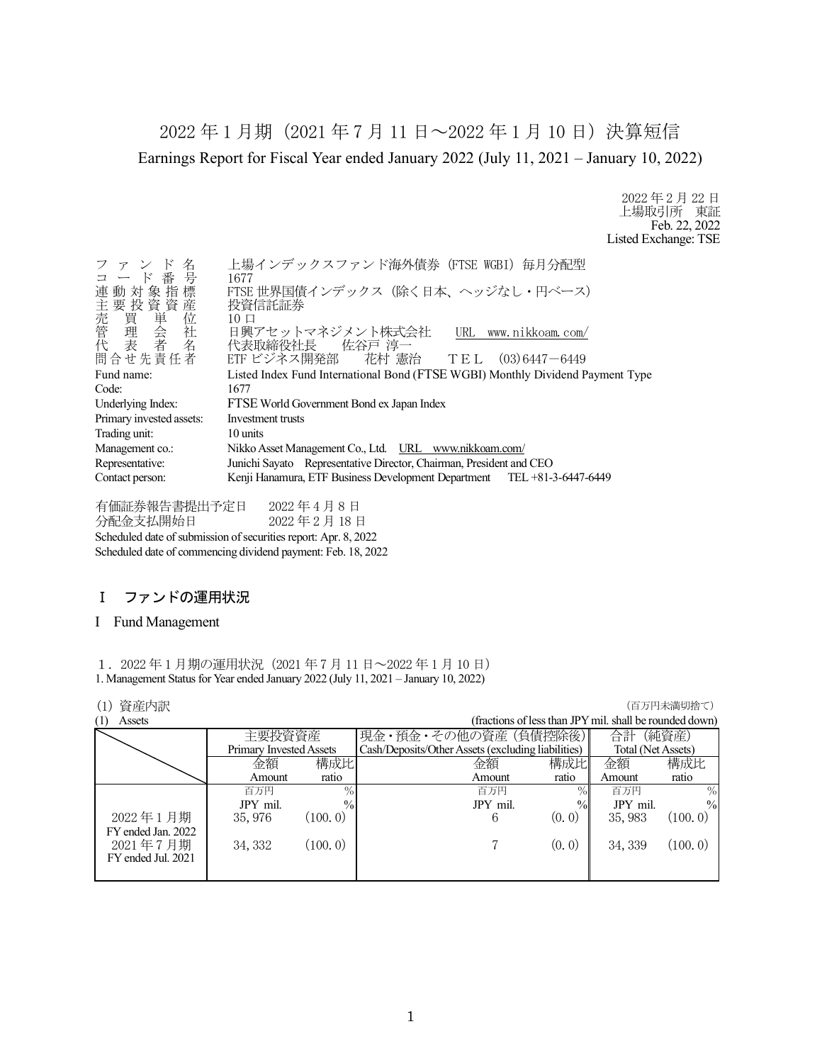# 2022 年 1 月期（2021 年 7 月 11 日～2022 年 1 月 10 日）決算短信

Earnings Report for Fiscal Year ended January 2022 (July 11, 2021 – January 10, 2022)

2022 年 2 月 22 日
上場取引所　東証
Feb. 22, 2022
Listed Exchange: TSE

| | |
|---|---|
| ファンド名 | 上場インデックスファンド海外債券（FTSE WGBI）毎月分配型 |
| コード番号 | 1677 |
| 連動対象指標 | FTSE 世界国債インデックス（除く日本、ヘッジなし・円ベース） |
| 主要投資資産 | 投資信託証券 |
| 売買単位 | 10 口 |
| 管理会社 | 日興アセットマネジメント株式会社　URL　www.nikkoam.com/ |
| 代表者名 | 代表取締役社長　佐谷戸 淳一 |
| 問合せ先責任者 | ETF ビジネス開発部　花村 憲治　ＴＥＬ　(03)6447－6449 |
| Fund name: | Listed Index Fund International Bond (FTSE WGBI) Monthly Dividend Payment Type |
| Code: | 1677 |
| Underlying Index: | FTSE World Government Bond ex Japan Index |
| Primary invested assets: | Investment trusts |
| Trading unit: | 10 units |
| Management co.: | Nikko Asset Management Co., Ltd.　URL　www.nikkoam.com/ |
| Representative: | Junichi Sayato　Representative Director, Chairman, President and CEO |
| Contact person: | Kenji Hanamura, ETF Business Development Department　TEL +81-3-6447-6449 |

有価証券報告書提出予定日　2022 年 4 月 8 日
分配金支払開始日　2022 年 2 月 18 日
Scheduled date of submission of securities report: Apr. 8, 2022
Scheduled date of commencing dividend payment: Feb. 18, 2022

## Ⅰ　ファンドの運用状況

## I　Fund Management

１．2022 年 1 月期の運用状況（2021 年 7 月 11 日～2022 年 1 月 10 日）
1. Management Status for Year ended January 2022 (July 11, 2021 – January 10, 2022)

(1) 資産内訳　（百万円未満切捨て）
(1) Assets　(fractions of less than JPY mil. shall be rounded down)

| | 主要投資資産 Primary Invested Assets | | 現金・預金・その他の資産（負債控除後） Cash/Deposits/Other Assets (excluding liabilities) | | 合計（純資産） Total (Net Assets) | |
|---|---|---|---|---|---|---|
| | 金額 Amount | 構成比 ratio | 金額 Amount | 構成比 ratio | 金額 Amount | 構成比 ratio |
| | 百万円 JPY mil. | % | 百万円 JPY mil. | % | 百万円 JPY mil. | % |
| 2022 年 1 月期 FY ended Jan. 2022 | 35,976 | (100.0) | 6 | (0.0) | 35,983 | (100.0) |
| 2021 年 7 月期 FY ended Jul. 2021 | 34,332 | (100.0) | 7 | (0.0) | 34,339 | (100.0) |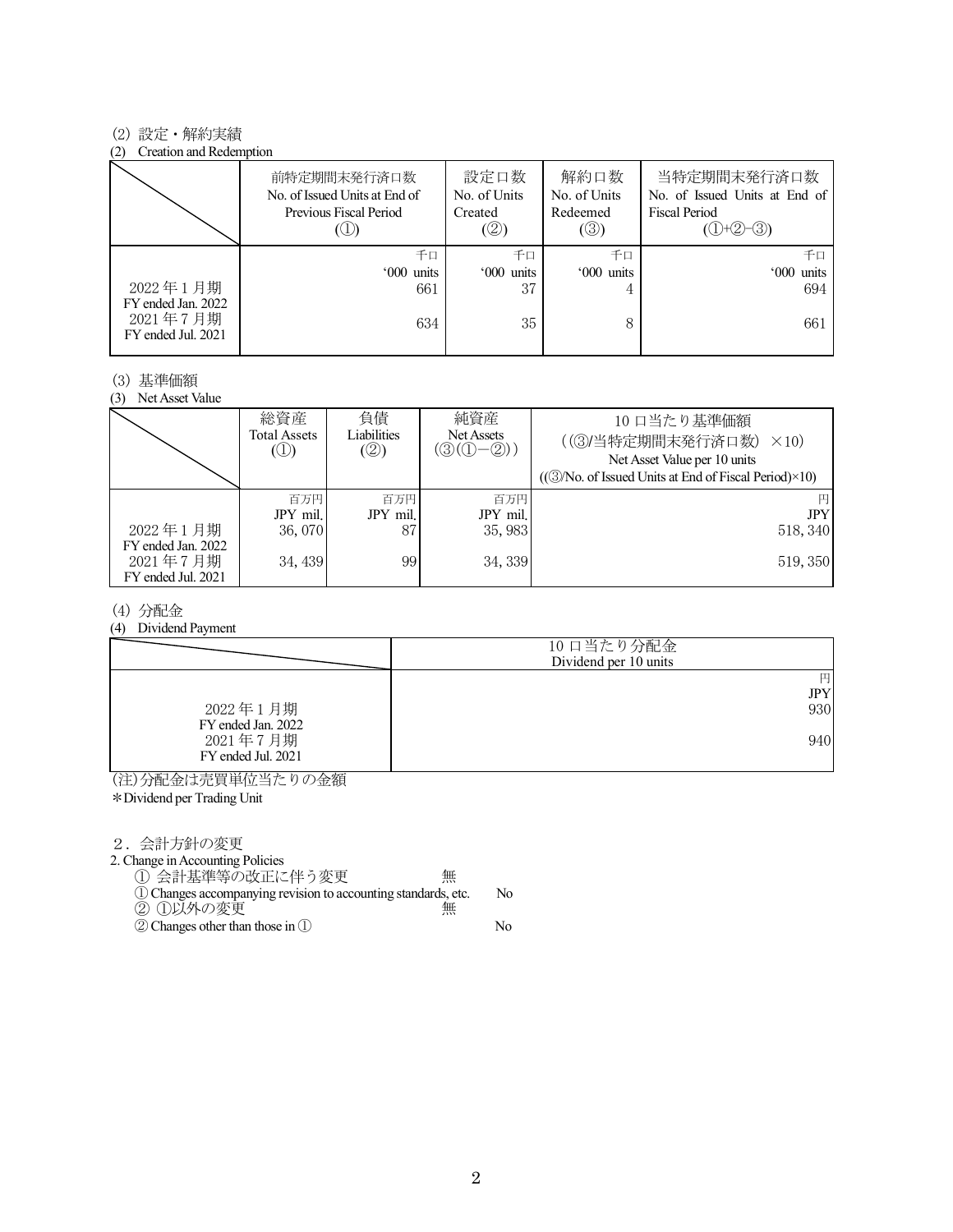(2) 設定・解約実績

(2) Creation and Redemption

| | 前特定期間末発行済口数<br>No. of Issued Units at End of Previous Fiscal Period<br>(①) | 設定口数<br>No. of Units Created<br>(②) | 解約口数<br>No. of Units Redeemed<br>(③) | 当特定期間末発行済口数<br>No. of Issued Units at End of Fiscal Period<br>(①+②−③) |
|---|---|---|---|---|
| | 千口<br>'000 units | 千口<br>'000 units | 千口<br>'000 units | 千口<br>'000 units |
| 2022 年 1 月期<br>FY ended Jan. 2022 | 661 | 37 | 4 | 694 |
| 2021 年 7 月期<br>FY ended Jul. 2021 | 634 | 35 | 8 | 661 |

(3) 基準価額

(3) Net Asset Value

| | 総資産<br>Total Assets<br>(①) | 負債<br>Liabilities<br>(②) | 純資産<br>Net Assets<br>(③(①−②)) | 10 口当たり基準価額<br>((③/当特定期間末発行済口数) ×10)<br>Net Asset Value per 10 units<br>((③/No. of Issued Units at End of Fiscal Period)×10) |
|---|---|---|---|---|
| | 百万円<br>JPY mil. | 百万円<br>JPY mil. | 百万円<br>JPY mil. | 円<br>JPY |
| 2022 年 1 月期<br>FY ended Jan. 2022 | 36,070 | 87 | 35,983 | 518,340 |
| 2021 年 7 月期<br>FY ended Jul. 2021 | 34,439 | 99 | 34,339 | 519,350 |

(4) 分配金

(4) Dividend Payment

| | 10 口当たり分配金<br>Dividend per 10 units |
|---|---|
| | 円<br>JPY |
| 2022 年 1 月期<br>FY ended Jan. 2022 | 930 |
| 2021 年 7 月期<br>FY ended Jul. 2021 | 940 |

(注)分配金は売買単位当たりの金額

*Dividend per Trading Unit

2．会計方針の変更

2. Change in Accounting Policies

① 会計基準等の改正に伴う変更 無

① Changes accompanying revision to accounting standards, etc. No

② ①以外の変更 無

② Changes other than those in ① No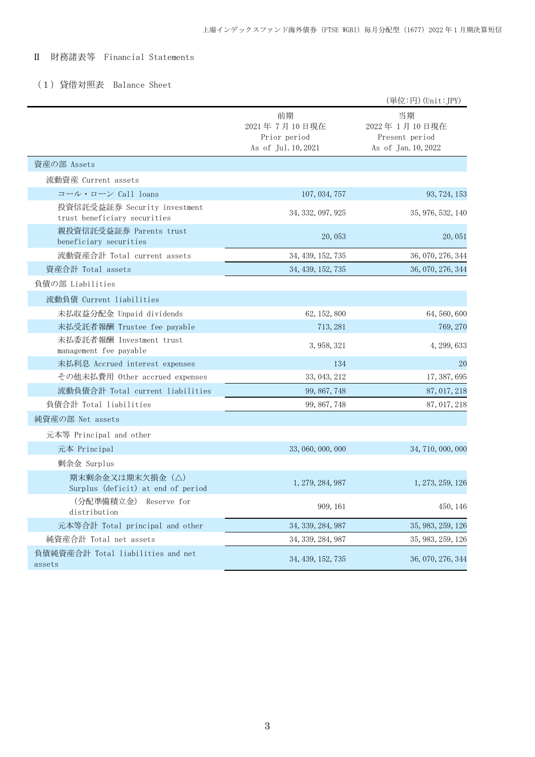## Ⅱ　財務諸表等　Financial Statements

### （１）貸借対照表　Balance Sheet

（単位:円）(Unit:JPY)

| | 前期<br>2021年 7月10日現在<br>Prior period<br>As of Jul.10,2021 | 当期<br>2022年 1月10日現在<br>Present period<br>As of Jan.10,2022 |
|---|---|---|
| 資産の部 Assets | | |
| 流動資産 Current assets | | |
| コール・ローン Call loans | 107,034,757 | 93,724,153 |
| 投資信託受益証券 Security investment trust beneficiary securities | 34,332,097,925 | 35,976,532,140 |
| 親投資信託受益証券 Parents trust beneficiary securities | 20,053 | 20,051 |
| 流動資産合計 Total current assets | 34,439,152,735 | 36,070,276,344 |
| 資産合計 Total assets | 34,439,152,735 | 36,070,276,344 |
| 負債の部 Liabilities | | |
| 流動負債 Current liabilities | | |
| 未払収益分配金 Unpaid dividends | 62,152,800 | 64,560,600 |
| 未払受託者報酬 Trustee fee payable | 713,281 | 769,270 |
| 未払委託者報酬 Investment trust management fee payable | 3,958,321 | 4,299,633 |
| 未払利息 Accrued interest expenses | 134 | 20 |
| その他未払費用 Other accrued expenses | 33,043,212 | 17,387,695 |
| 流動負債合計 Total current liabilities | 99,867,748 | 87,017,218 |
| 負債合計 Total liabilities | 99,867,748 | 87,017,218 |
| 純資産の部 Net assets | | |
| 元本等 Principal and other | | |
| 元本 Principal | 33,060,000,000 | 34,710,000,000 |
| 剰余金 Surplus | | |
| 期末剰余金又は期末欠損金（△） Surplus (deficit) at end of period | 1,279,284,987 | 1,273,259,126 |
| （分配準備積立金） Reserve for distribution | 909,161 | 450,146 |
| 元本等合計 Total principal and other | 34,339,284,987 | 35,983,259,126 |
| 純資産合計 Total net assets | 34,339,284,987 | 35,983,259,126 |
| 負債純資産合計 Total liabilities and net assets | 34,439,152,735 | 36,070,276,344 |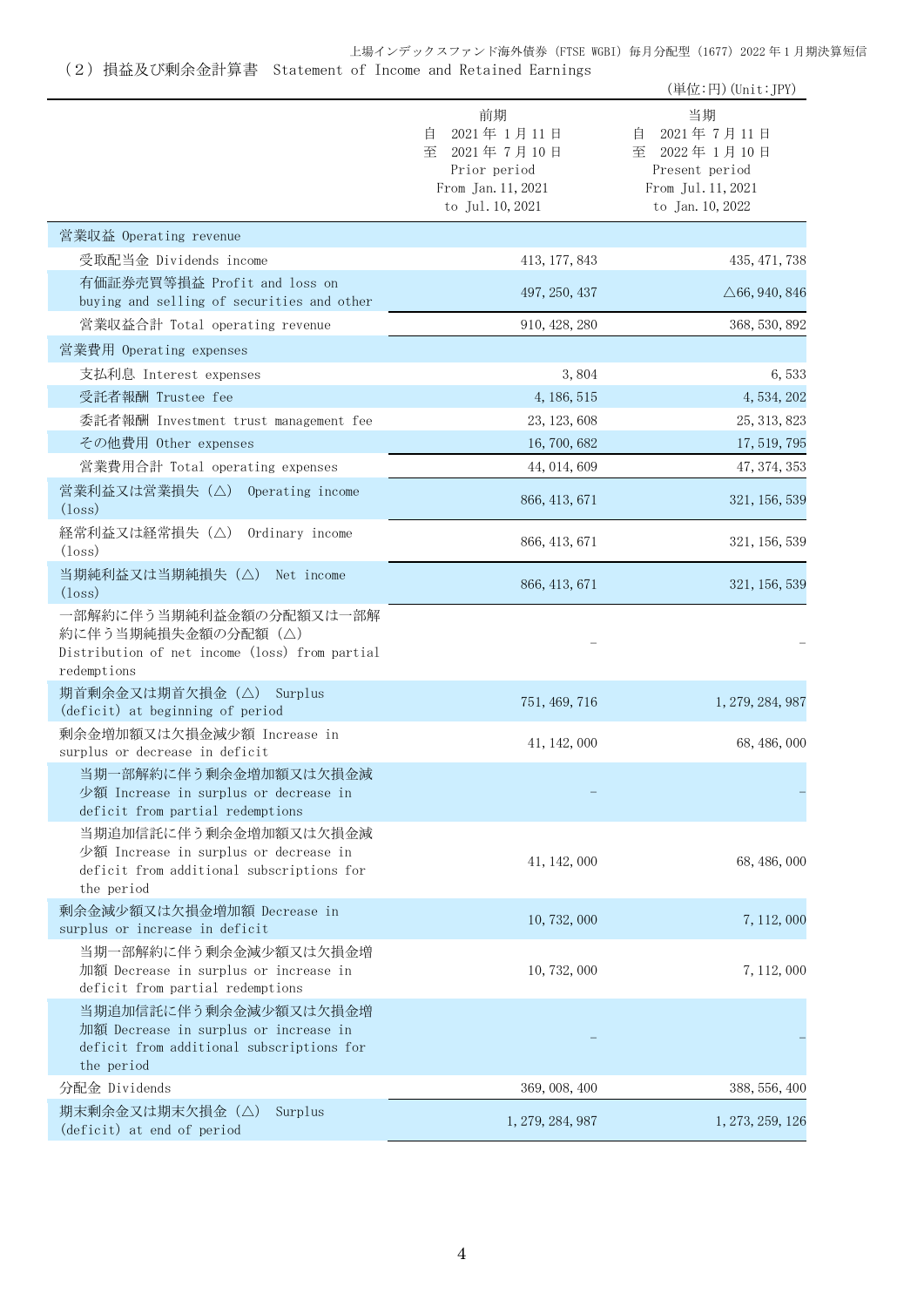## （2）損益及び剰余金計算書　Statement of Income and Retained Earnings

（単位：円）(Unit:JPY)

| | 前期<br>自　2021年1月11日<br>至　2021年7月10日<br>Prior period<br>From Jan.11,2021<br>to Jul.10,2021 | 当期<br>自　2021年7月11日<br>至　2022年1月10日<br>Present period<br>From Jul.11,2021<br>to Jan.10,2022 |
|---|---|---|
| 営業収益 Operating revenue | | |
| 受取配当金 Dividends income | 413,177,843 | 435,471,738 |
| 有価証券売買等損益 Profit and loss on buying and selling of securities and other | 497,250,437 | △66,940,846 |
| 営業収益合計 Total operating revenue | 910,428,280 | 368,530,892 |
| 営業費用 Operating expenses | | |
| 支払利息 Interest expenses | 3,804 | 6,533 |
| 受託者報酬 Trustee fee | 4,186,515 | 4,534,202 |
| 委託者報酬 Investment trust management fee | 23,123,608 | 25,313,823 |
| その他費用 Other expenses | 16,700,682 | 17,519,795 |
| 営業費用合計 Total operating expenses | 44,014,609 | 47,374,353 |
| 営業利益又は営業損失（△） Operating income (loss) | 866,413,671 | 321,156,539 |
| 経常利益又は経常損失（△） Ordinary income (loss) | 866,413,671 | 321,156,539 |
| 当期純利益又は当期純損失（△） Net income (loss) | 866,413,671 | 321,156,539 |
| 一部解約に伴う当期純利益金額の分配額又は一部解約に伴う当期純損失金額の分配額（△） Distribution of net income (loss) from partial redemptions | – | – |
| 期首剰余金又は期首欠損金（△） Surplus (deficit) at beginning of period | 751,469,716 | 1,279,284,987 |
| 剰余金増加額又は欠損金減少額 Increase in surplus or decrease in deficit | 41,142,000 | 68,486,000 |
| 当期一部解約に伴う剰余金増加額又は欠損金減少額 Increase in surplus or decrease in deficit from partial redemptions | – | – |
| 当期追加信託に伴う剰余金増加額又は欠損金減少額 Increase in surplus or decrease in deficit from additional subscriptions for the period | 41,142,000 | 68,486,000 |
| 剰余金減少額又は欠損金増加額 Decrease in surplus or increase in deficit | 10,732,000 | 7,112,000 |
| 当期一部解約に伴う剰余金減少額又は欠損金増加額 Decrease in surplus or increase in deficit from partial redemptions | 10,732,000 | 7,112,000 |
| 当期追加信託に伴う剰余金減少額又は欠損金増加額 Decrease in surplus or increase in deficit from additional subscriptions for the period | – | – |
| 分配金 Dividends | 369,008,400 | 388,556,400 |
| 期末剰余金又は期末欠損金（△） Surplus (deficit) at end of period | 1,279,284,987 | 1,273,259,126 |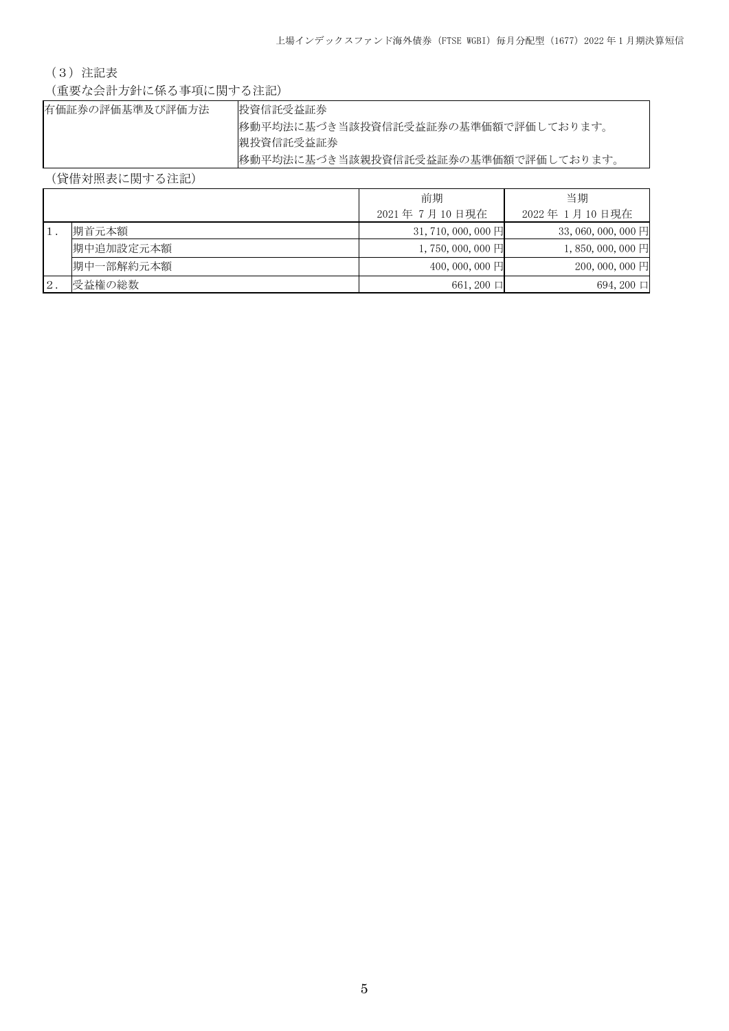（3）注記表

（重要な会計方針に係る事項に関する注記）

| 有価証券の評価基準及び評価方法 | 投資信託受益証券<br>移動平均法に基づき当該投資信託受益証券の基準価額で評価しております。<br>親投資信託受益証券<br>移動平均法に基づき当該親投資信託受益証券の基準価額で評価しております。 |
|---|---|

（貸借対照表に関する注記）

| | | 前期<br>2021 年 7 月 10 日現在 | 当期<br>2022 年 1 月 10 日現在 |
|---|---|---|---|
| 1． | 期首元本額 | 31,710,000,000 円 | 33,060,000,000 円 |
| | 期中追加設定元本額 | 1,750,000,000 円 | 1,850,000,000 円 |
| | 期中一部解約元本額 | 400,000,000 円 | 200,000,000 円 |
| 2． | 受益権の総数 | 661,200 口 | 694,200 口 |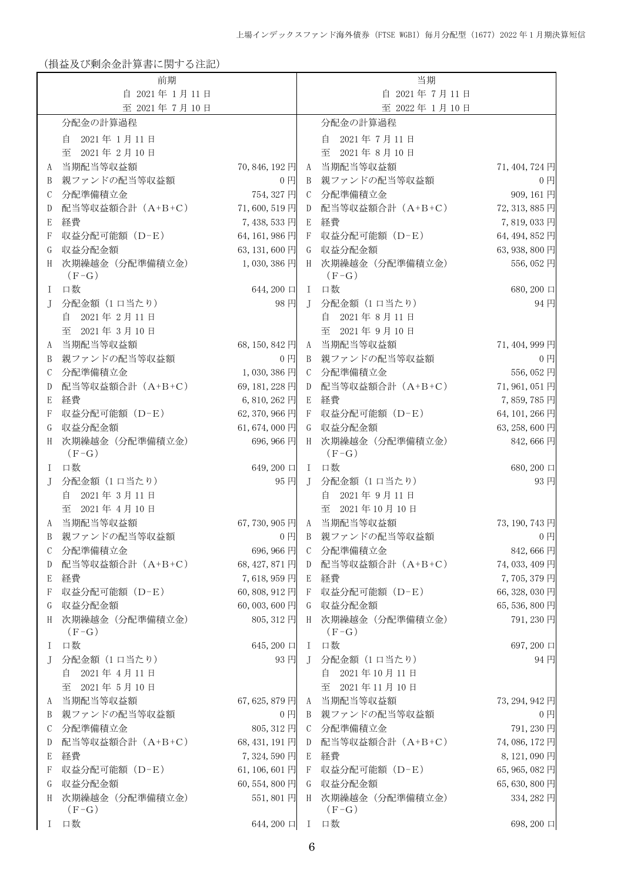(損益及び剰余金計算書に関する注記)

| 前期<br>自 2021年1月11日<br>至 2021年7月10日 | | | 当期<br>自 2021年7月11日<br>至 2022年1月10日 | | |
|---|---|---|---|---|---|
| | 分配金の計算過程 | | | 分配金の計算過程 | |
| | 自　2021年1月11日<br>至　2021年2月10日 | | | 自　2021年7月11日<br>至　2021年8月10日 | |
| A | 当期配当等収益額 | 70,846,192円 | A | 当期配当等収益額 | 71,404,724円 |
| B | 親ファンドの配当等収益額 | 0円 | B | 親ファンドの配当等収益額 | 0円 |
| C | 分配準備積立金 | 754,327円 | C | 分配準備積立金 | 909,161円 |
| D | 配当等収益額合計（A+B+C） | 71,600,519円 | D | 配当等収益額合計（A+B+C） | 72,313,885円 |
| E | 経費 | 7,438,533円 | E | 経費 | 7,819,033円 |
| F | 収益分配可能額（D-E） | 64,161,986円 | F | 収益分配可能額（D-E） | 64,494,852円 |
| G | 収益分配金額 | 63,131,600円 | G | 収益分配金額 | 63,938,800円 |
| H | 次期繰越金（分配準備積立金）（F-G） | 1,030,386円 | H | 次期繰越金（分配準備積立金）（F-G） | 556,052円 |
| I | 口数 | 644,200口 | I | 口数 | 680,200口 |
| J | 分配金額（1口当たり） | 98円 | J | 分配金額（1口当たり） | 94円 |
| | 自　2021年2月11日<br>至　2021年3月10日 | | | 自　2021年8月11日<br>至　2021年9月10日 | |
| A | 当期配当等収益額 | 68,150,842円 | A | 当期配当等収益額 | 71,404,999円 |
| B | 親ファンドの配当等収益額 | 0円 | B | 親ファンドの配当等収益額 | 0円 |
| C | 分配準備積立金 | 1,030,386円 | C | 分配準備積立金 | 556,052円 |
| D | 配当等収益額合計（A+B+C） | 69,181,228円 | D | 配当等収益額合計（A+B+C） | 71,961,051円 |
| E | 経費 | 6,810,262円 | E | 経費 | 7,859,785円 |
| F | 収益分配可能額（D-E） | 62,370,966円 | F | 収益分配可能額（D-E） | 64,101,266円 |
| G | 収益分配金額 | 61,674,000円 | G | 収益分配金額 | 63,258,600円 |
| H | 次期繰越金（分配準備積立金）（F-G） | 696,966円 | H | 次期繰越金（分配準備積立金）（F-G） | 842,666円 |
| I | 口数 | 649,200口 | I | 口数 | 680,200口 |
| J | 分配金額（1口当たり） | 95円 | J | 分配金額（1口当たり） | 93円 |
| | 自　2021年3月11日<br>至　2021年4月10日 | | | 自　2021年9月11日<br>至　2021年10月10日 | |
| A | 当期配当等収益額 | 67,730,905円 | A | 当期配当等収益額 | 73,190,743円 |
| B | 親ファンドの配当等収益額 | 0円 | B | 親ファンドの配当等収益額 | 0円 |
| C | 分配準備積立金 | 696,966円 | C | 分配準備積立金 | 842,666円 |
| D | 配当等収益額合計（A+B+C） | 68,427,871円 | D | 配当等収益額合計（A+B+C） | 74,033,409円 |
| E | 経費 | 7,618,959円 | E | 経費 | 7,705,379円 |
| F | 収益分配可能額（D-E） | 60,808,912円 | F | 収益分配可能額（D-E） | 66,328,030円 |
| G | 収益分配金額 | 60,003,600円 | G | 収益分配金額 | 65,536,800円 |
| H | 次期繰越金（分配準備積立金）（F-G） | 805,312円 | H | 次期繰越金（分配準備積立金）（F-G） | 791,230円 |
| I | 口数 | 645,200口 | I | 口数 | 697,200口 |
| J | 分配金額（1口当たり） | 93円 | J | 分配金額（1口当たり） | 94円 |
| | 自　2021年4月11日<br>至　2021年5月10日 | | | 自　2021年10月11日<br>至　2021年11月10日 | |
| A | 当期配当等収益額 | 67,625,879円 | A | 当期配当等収益額 | 73,294,942円 |
| B | 親ファンドの配当等収益額 | 0円 | B | 親ファンドの配当等収益額 | 0円 |
| C | 分配準備積立金 | 805,312円 | C | 分配準備積立金 | 791,230円 |
| D | 配当等収益額合計（A+B+C） | 68,431,191円 | D | 配当等収益額合計（A+B+C） | 74,086,172円 |
| E | 経費 | 7,324,590円 | E | 経費 | 8,121,090円 |
| F | 収益分配可能額（D-E） | 61,106,601円 | F | 収益分配可能額（D-E） | 65,965,082円 |
| G | 収益分配金額 | 60,554,800円 | G | 収益分配金額 | 65,630,800円 |
| H | 次期繰越金（分配準備積立金）（F-G） | 551,801円 | H | 次期繰越金（分配準備積立金）（F-G） | 334,282円 |
| I | 口数 | 644,200口 | I | 口数 | 698,200口 |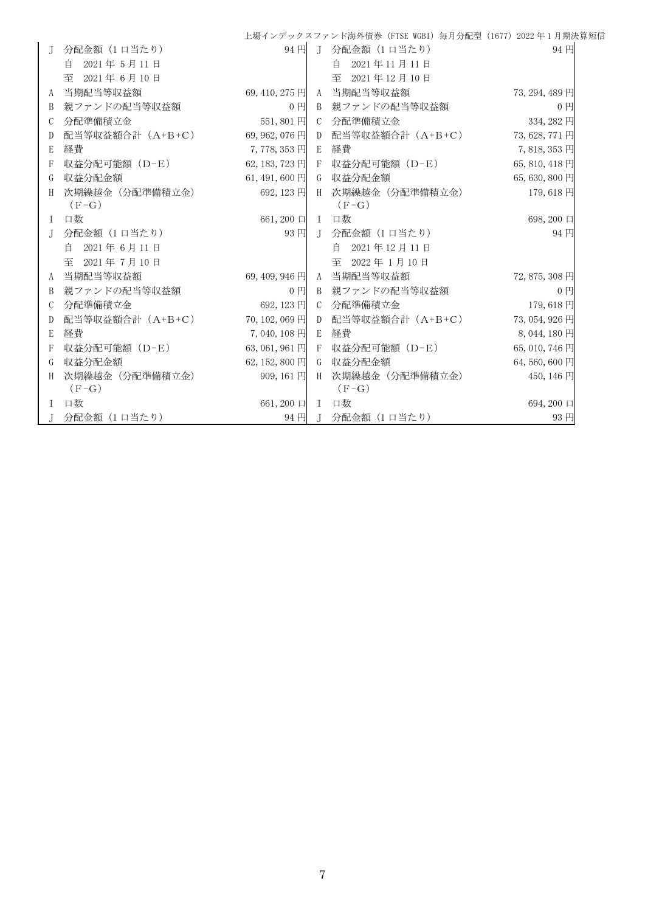| | | | | | |
|---|---|---|---|---|---|
| J | 分配金額（1口当たり） | 94円 | J | 分配金額（1口当たり） | 94円 |
| | 自　2021年5月11日 | | | 自　2021年11月11日 | |
| | 至　2021年6月10日 | | | 至　2021年12月10日 | |
| A | 当期配当等収益額 | 69,410,275円 | A | 当期配当等収益額 | 73,294,489円 |
| B | 親ファンドの配当等収益額 | 0円 | B | 親ファンドの配当等収益額 | 0円 |
| C | 分配準備積立金 | 551,801円 | C | 分配準備積立金 | 334,282円 |
| D | 配当等収益額合計（A+B+C） | 69,962,076円 | D | 配当等収益額合計（A+B+C） | 73,628,771円 |
| E | 経費 | 7,778,353円 | E | 経費 | 7,818,353円 |
| F | 収益分配可能額（D-E） | 62,183,723円 | F | 収益分配可能額（D-E） | 65,810,418円 |
| G | 収益分配金額 | 61,491,600円 | G | 収益分配金額 | 65,630,800円 |
| H | 次期繰越金（分配準備積立金）（F-G） | 692,123円 | H | 次期繰越金（分配準備積立金）（F-G） | 179,618円 |
| I | 口数 | 661,200口 | I | 口数 | 698,200口 |
| J | 分配金額（1口当たり） | 93円 | J | 分配金額（1口当たり） | 94円 |
| | 自　2021年6月11日 | | | 自　2021年12月11日 | |
| | 至　2021年7月10日 | | | 至　2022年1月10日 | |
| A | 当期配当等収益額 | 69,409,946円 | A | 当期配当等収益額 | 72,875,308円 |
| B | 親ファンドの配当等収益額 | 0円 | B | 親ファンドの配当等収益額 | 0円 |
| C | 分配準備積立金 | 692,123円 | C | 分配準備積立金 | 179,618円 |
| D | 配当等収益額合計（A+B+C） | 70,102,069円 | D | 配当等収益額合計（A+B+C） | 73,054,926円 |
| E | 経費 | 7,040,108円 | E | 経費 | 8,044,180円 |
| F | 収益分配可能額（D-E） | 63,061,961円 | F | 収益分配可能額（D-E） | 65,010,746円 |
| G | 収益分配金額 | 62,152,800円 | G | 収益分配金額 | 64,560,600円 |
| H | 次期繰越金（分配準備積立金）（F-G） | 909,161円 | H | 次期繰越金（分配準備積立金）（F-G） | 450,146円 |
| I | 口数 | 661,200口 | I | 口数 | 694,200口 |
| J | 分配金額（1口当たり） | 94円 | J | 分配金額（1口当たり） | 93円 |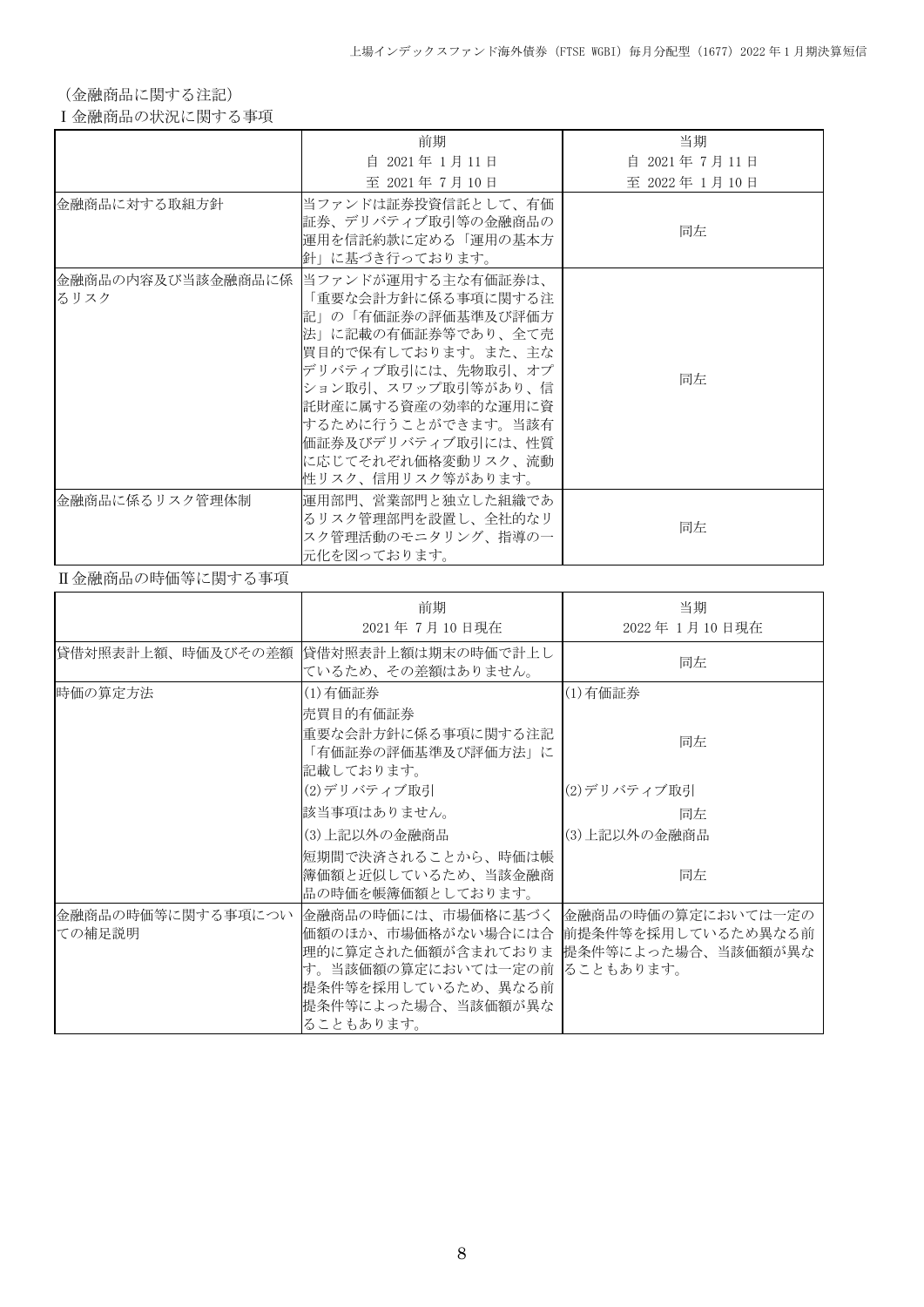（金融商品に関する注記）

Ⅰ金融商品の状況に関する事項

| | 前期<br>自 2021年1月11日<br>至 2021年7月10日 | 当期<br>自 2021年7月11日<br>至 2022年1月10日 |
|---|---|---|
| 金融商品に対する取組方針 | 当ファンドは証券投資信託として、有価証券、デリバティブ取引等の金融商品の運用を信託約款に定める「運用の基本方針」に基づき行っております。 | 同左 |
| 金融商品の内容及び当該金融商品に係るリスク | 当ファンドが運用する主な有価証券は、「重要な会計方針に係る事項に関する注記」の「有価証券の評価基準及び評価方法」に記載の有価証券等であり、全て売買目的で保有しております。また、主なデリバティブ取引には、先物取引、オプション取引、スワップ取引等があり、信託財産に属する資産の効率的な運用に資するために行うことができます。当該有価証券及びデリバティブ取引には、性質に応じてそれぞれ価格変動リスク、流動性リスク、信用リスク等があります。 | 同左 |
| 金融商品に係るリスク管理体制 | 運用部門、営業部門と独立した組織であるリスク管理部門を設置し、全社的なリスク管理活動のモニタリング、指導の一元化を図っております。 | 同左 |

Ⅱ金融商品の時価等に関する事項

| | 前期<br>2021年7月10日現在 | 当期<br>2022年1月10日現在 |
|---|---|---|
| 貸借対照表計上額、時価及びその差額 | 貸借対照表計上額は期末の時価で計上しているため、その差額はありません。 | 同左 |
| 時価の算定方法 | (1)有価証券<br>売買目的有価証券<br>重要な会計方針に係る事項に関する注記「有価証券の評価基準及び評価方法」に記載しております。<br>(2)デリバティブ取引<br>該当事項はありません。<br>(3)上記以外の金融商品<br>短期間で決済されることから、時価は帳簿価額と近似しているため、当該金融商品の時価を帳簿価額としております。 | (1)有価証券<br>同左<br>(2)デリバティブ取引<br>同左<br>(3)上記以外の金融商品<br>同左 |
| 金融商品の時価等に関する事項についての補足説明 | 金融商品の時価には、市場価格に基づく価額のほか、市場価格がない場合には合理的に算定された価額が含まれております。当該価額の算定においては一定の前提条件等を採用しているため、異なる前提条件等によった場合、当該価額が異なることもあります。 | 金融商品の時価の算定においては一定の前提条件等を採用しているため異なる前提条件等によった場合、当該価額が異なることもあります。 |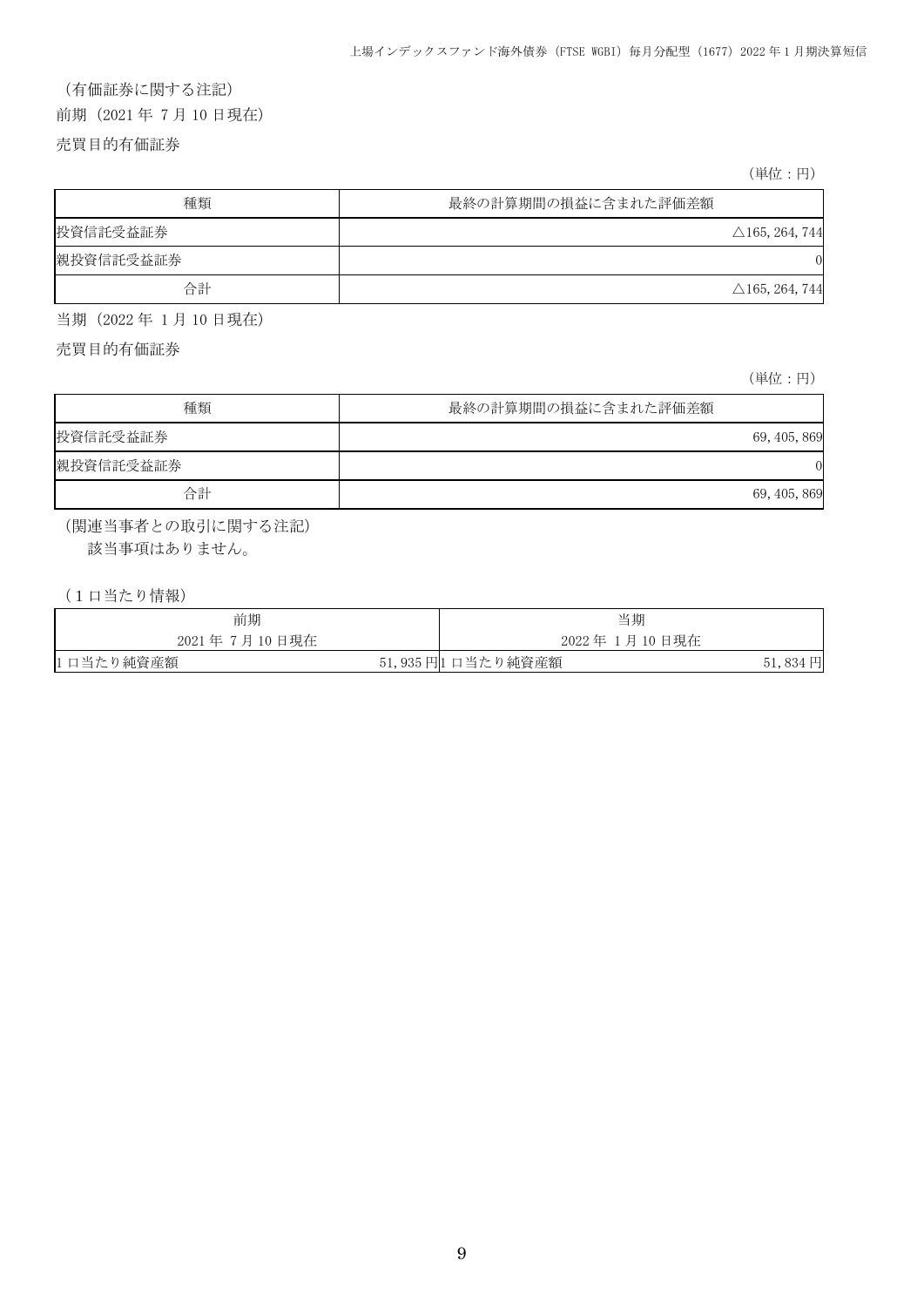（有価証券に関する注記）

前期（2021 年 7 月 10 日現在）

売買目的有価証券

（単位：円）

| 種類 | 最終の計算期間の損益に含まれた評価差額 |
| --- | --- |
| 投資信託受益証券 | △165, 264, 744 |
| 親投資信託受益証券 | 0 |
| 合計 | △165, 264, 744 |

当期（2022 年 1 月 10 日現在）

売買目的有価証券

（単位：円）

| 種類 | 最終の計算期間の損益に含まれた評価差額 |
| --- | --- |
| 投資信託受益証券 | 69, 405, 869 |
| 親投資信託受益証券 | 0 |
| 合計 | 69, 405, 869 |

（関連当事者との取引に関する注記）

該当事項はありません。

（1 口当たり情報）

| 前期 | | 当期 | |
| --- | --- | --- | --- |
| 2021 年 7 月 10 日現在 | | 2022 年 1 月 10 日現在 | |
| 1 口当たり純資産額 | 51, 935 円 | 1 口当たり純資産額 | 51, 834 円 |